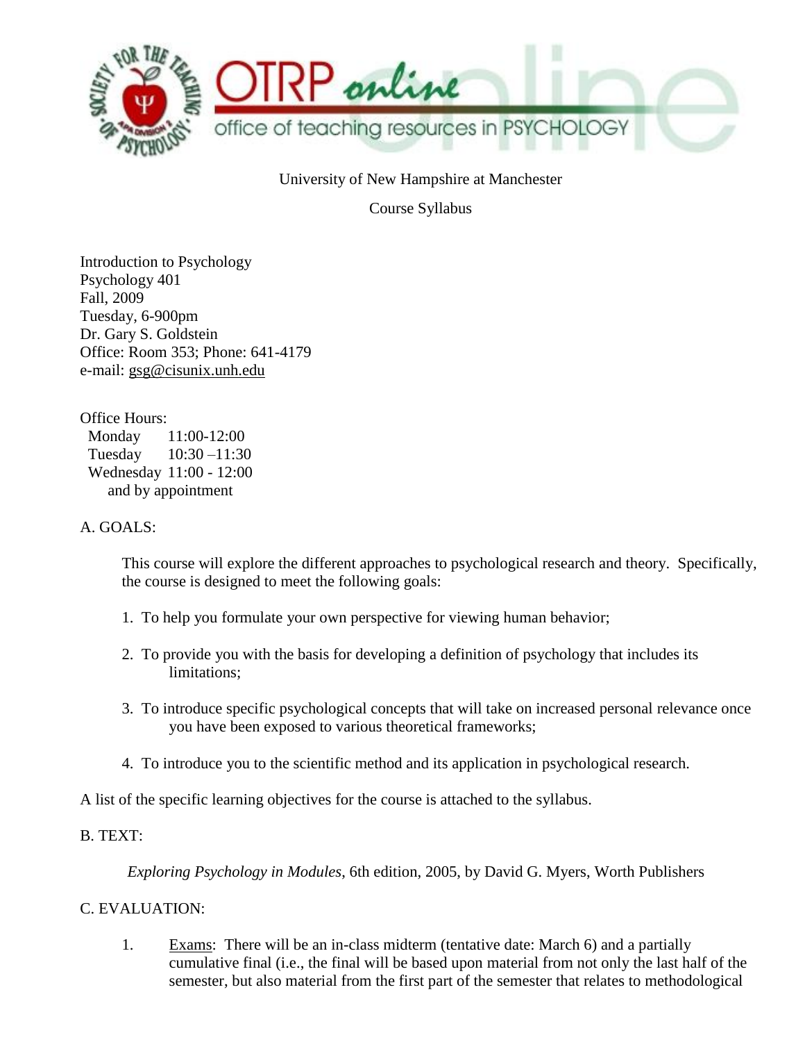University of New Hampshire at Manchester

Course Syllabus

Introduction to Psychology
Psychology 401
Fall, 2009
Tuesday, 6-900pm
Dr. Gary S. Goldstein
Office: Room 353; Phone: 641-4179
e-mail: gsg@cisunix.unh.edu

Office Hours:
Monday 11:00-12:00
Tuesday 10:30 –11:30
Wednesday 11:00 - 12:00
and by appointment

## A. GOALS:

This course will explore the different approaches to psychological research and theory. Specifically, the course is designed to meet the following goals:

1. To help you formulate your own perspective for viewing human behavior;
2. To provide you with the basis for developing a definition of psychology that includes its limitations;
3. To introduce specific psychological concepts that will take on increased personal relevance once you have been exposed to various theoretical frameworks;
4. To introduce you to the scientific method and its application in psychological research.

A list of the specific learning objectives for the course is attached to the syllabus.

## B. TEXT:

*Exploring Psychology in Modules*, 6th edition, 2005, by David G. Myers, Worth Publishers

## C. EVALUATION:

1. Exams: There will be an in-class midterm (tentative date: March 6) and a partially cumulative final (i.e., the final will be based upon material from not only the last half of the semester, but also material from the first part of the semester that relates to methodological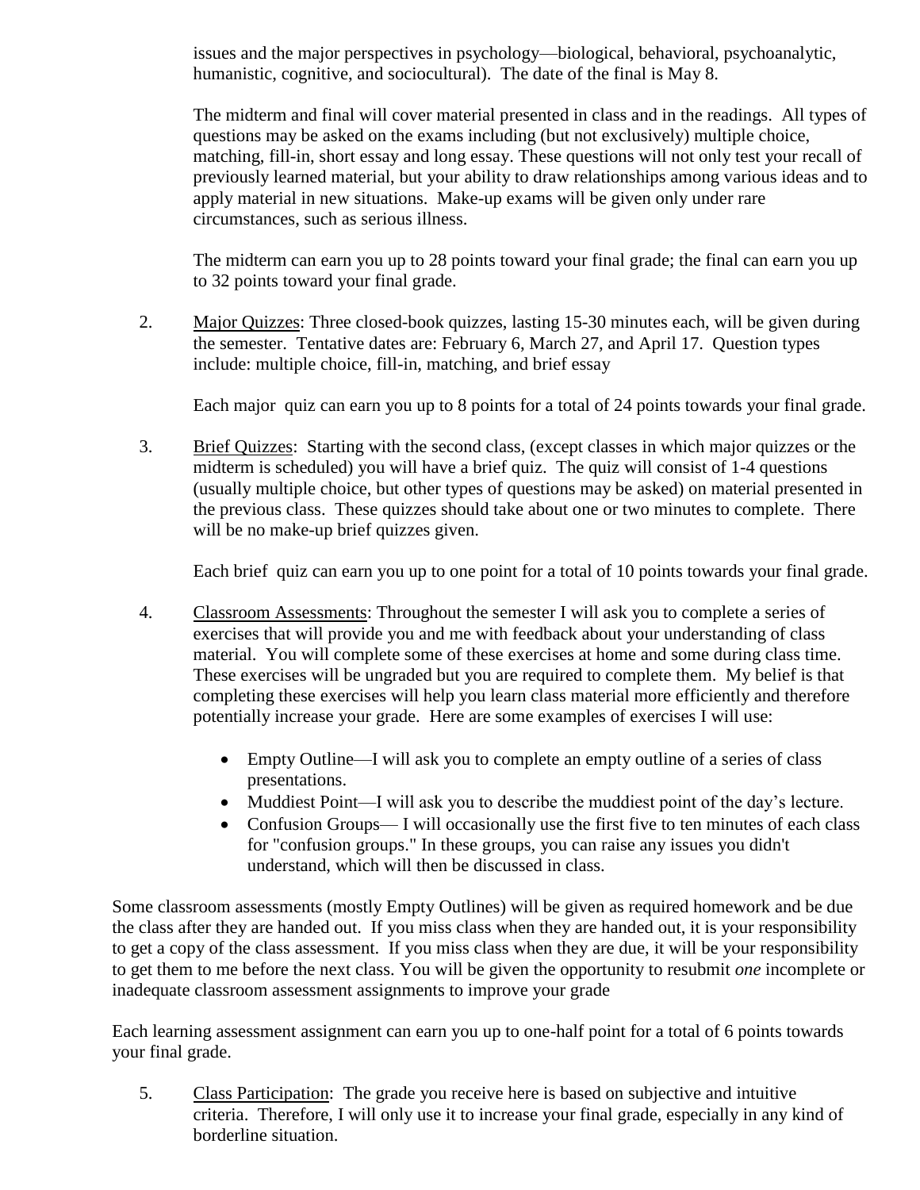issues and the major perspectives in psychology—biological, behavioral, psychoanalytic, humanistic, cognitive, and sociocultural). The date of the final is May 8.

The midterm and final will cover material presented in class and in the readings. All types of questions may be asked on the exams including (but not exclusively) multiple choice, matching, fill-in, short essay and long essay. These questions will not only test your recall of previously learned material, but your ability to draw relationships among various ideas and to apply material in new situations. Make-up exams will be given only under rare circumstances, such as serious illness.

The midterm can earn you up to 28 points toward your final grade; the final can earn you up to 32 points toward your final grade.

2. Major Quizzes: Three closed-book quizzes, lasting 15-30 minutes each, will be given during the semester. Tentative dates are: February 6, March 27, and April 17. Question types include: multiple choice, fill-in, matching, and brief essay

   Each major quiz can earn you up to 8 points for a total of 24 points towards your final grade.

3. Brief Quizzes: Starting with the second class, (except classes in which major quizzes or the midterm is scheduled) you will have a brief quiz. The quiz will consist of 1-4 questions (usually multiple choice, but other types of questions may be asked) on material presented in the previous class. These quizzes should take about one or two minutes to complete. There will be no make-up brief quizzes given.

   Each brief quiz can earn you up to one point for a total of 10 points towards your final grade.

4. Classroom Assessments: Throughout the semester I will ask you to complete a series of exercises that will provide you and me with feedback about your understanding of class material. You will complete some of these exercises at home and some during class time. These exercises will be ungraded but you are required to complete them. My belief is that completing these exercises will help you learn class material more efficiently and therefore potentially increase your grade. Here are some examples of exercises I will use:

   - Empty Outline—I will ask you to complete an empty outline of a series of class presentations.
   - Muddiest Point—I will ask you to describe the muddiest point of the day's lecture.
   - Confusion Groups— I will occasionally use the first five to ten minutes of each class for "confusion groups." In these groups, you can raise any issues you didn't understand, which will then be discussed in class.

Some classroom assessments (mostly Empty Outlines) will be given as required homework and be due the class after they are handed out. If you miss class when they are handed out, it is your responsibility to get a copy of the class assessment. If you miss class when they are due, it will be your responsibility to get them to me before the next class. You will be given the opportunity to resubmit *one* incomplete or inadequate classroom assessment assignments to improve your grade

Each learning assessment assignment can earn you up to one-half point for a total of 6 points towards your final grade.

5. Class Participation: The grade you receive here is based on subjective and intuitive criteria. Therefore, I will only use it to increase your final grade, especially in any kind of borderline situation.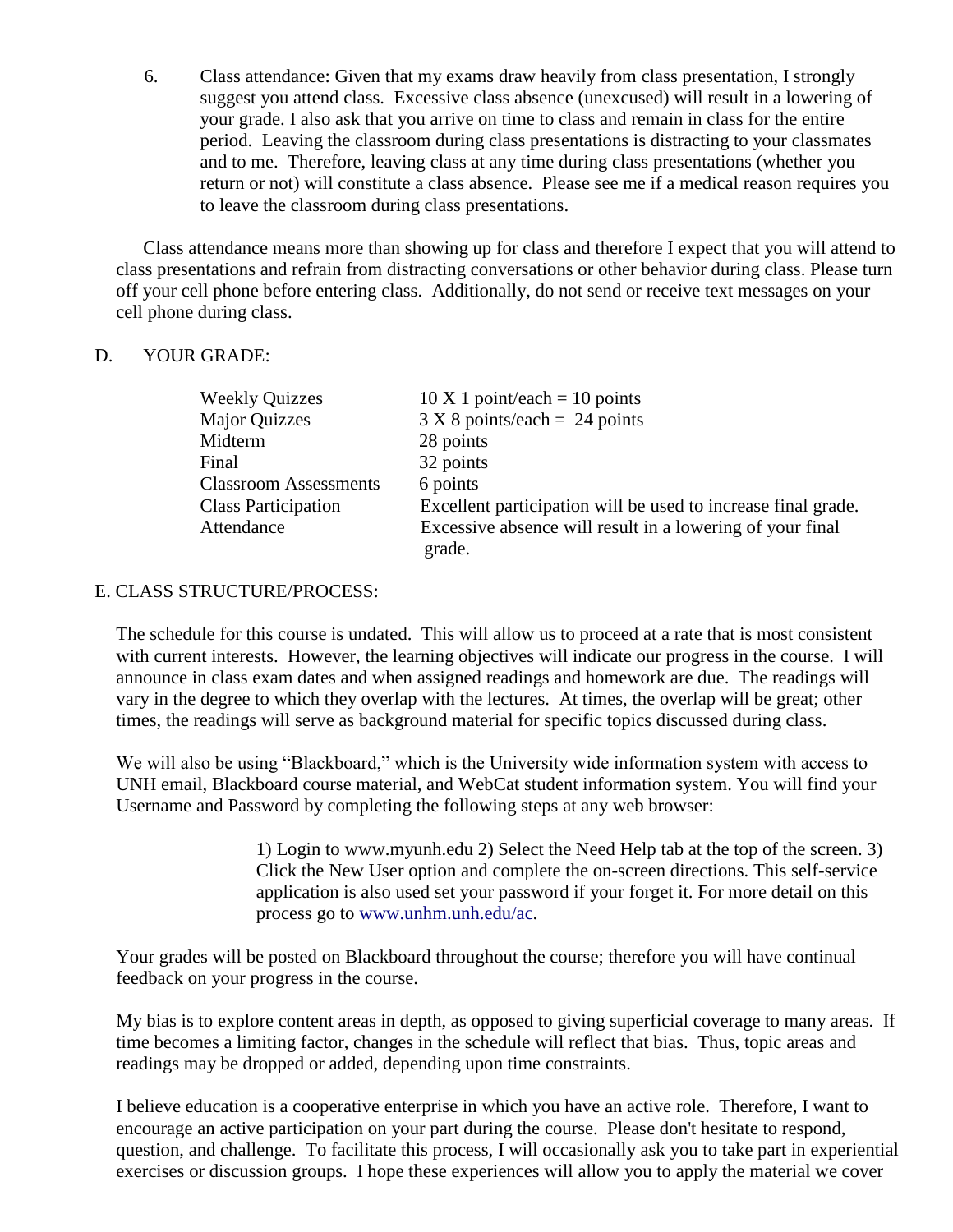6. Class attendance: Given that my exams draw heavily from class presentation, I strongly suggest you attend class. Excessive class absence (unexcused) will result in a lowering of your grade. I also ask that you arrive on time to class and remain in class for the entire period. Leaving the classroom during class presentations is distracting to your classmates and to me. Therefore, leaving class at any time during class presentations (whether you return or not) will constitute a class absence. Please see me if a medical reason requires you to leave the classroom during class presentations.

Class attendance means more than showing up for class and therefore I expect that you will attend to class presentations and refrain from distracting conversations or other behavior during class. Please turn off your cell phone before entering class. Additionally, do not send or receive text messages on your cell phone during class.

## D. YOUR GRADE:

| | |
|---|---|
| Weekly Quizzes | 10 X 1 point/each = 10 points |
| Major Quizzes | 3 X 8 points/each = 24 points |
| Midterm | 28 points |
| Final | 32 points |
| Classroom Assessments | 6 points |
| Class Participation | Excellent participation will be used to increase final grade. |
| Attendance | Excessive absence will result in a lowering of your final grade. |

## E. CLASS STRUCTURE/PROCESS:

The schedule for this course is undated. This will allow us to proceed at a rate that is most consistent with current interests. However, the learning objectives will indicate our progress in the course. I will announce in class exam dates and when assigned readings and homework are due. The readings will vary in the degree to which they overlap with the lectures. At times, the overlap will be great; other times, the readings will serve as background material for specific topics discussed during class.

We will also be using "Blackboard," which is the University wide information system with access to UNH email, Blackboard course material, and WebCat student information system. You will find your Username and Password by completing the following steps at any web browser:

> 1) Login to www.myunh.edu 2) Select the Need Help tab at the top of the screen. 3) Click the New User option and complete the on-screen directions. This self-service application is also used set your password if your forget it. For more detail on this process go to www.unhm.unh.edu/ac.

Your grades will be posted on Blackboard throughout the course; therefore you will have continual feedback on your progress in the course.

My bias is to explore content areas in depth, as opposed to giving superficial coverage to many areas. If time becomes a limiting factor, changes in the schedule will reflect that bias. Thus, topic areas and readings may be dropped or added, depending upon time constraints.

I believe education is a cooperative enterprise in which you have an active role. Therefore, I want to encourage an active participation on your part during the course. Please don't hesitate to respond, question, and challenge. To facilitate this process, I will occasionally ask you to take part in experiential exercises or discussion groups. I hope these experiences will allow you to apply the material we cover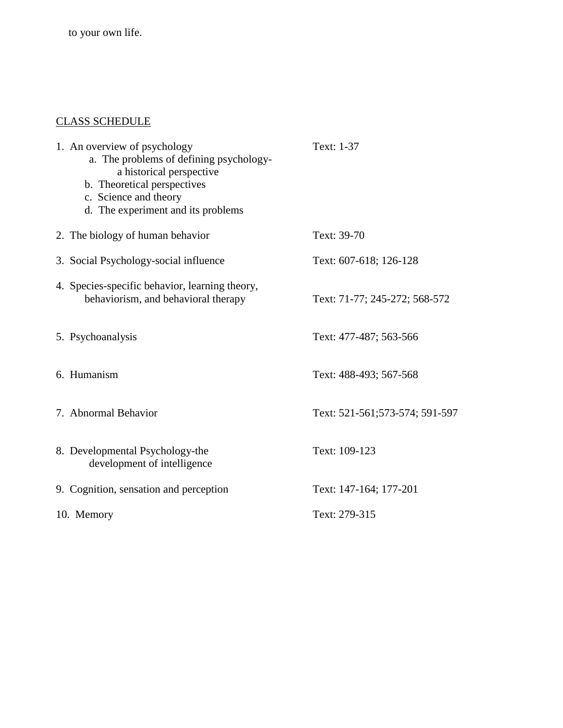to your own life.

## CLASS SCHEDULE

1. An overview of psychology — Text: 1-37
   a. The problems of defining psychology- a historical perspective
   b. Theoretical perspectives
   c. Science and theory
   d. The experiment and its problems

2. The biology of human behavior — Text: 39-70

3. Social Psychology-social influence — Text: 607-618; 126-128

4. Species-specific behavior, learning theory, behaviorism, and behavioral therapy — Text: 71-77; 245-272; 568-572

5. Psychoanalysis — Text: 477-487; 563-566

6. Humanism — Text: 488-493; 567-568

7. Abnormal Behavior — Text: 521-561;573-574; 591-597

8. Developmental Psychology-the development of intelligence — Text: 109-123

9. Cognition, sensation and perception — Text: 147-164; 177-201

10. Memory — Text: 279-315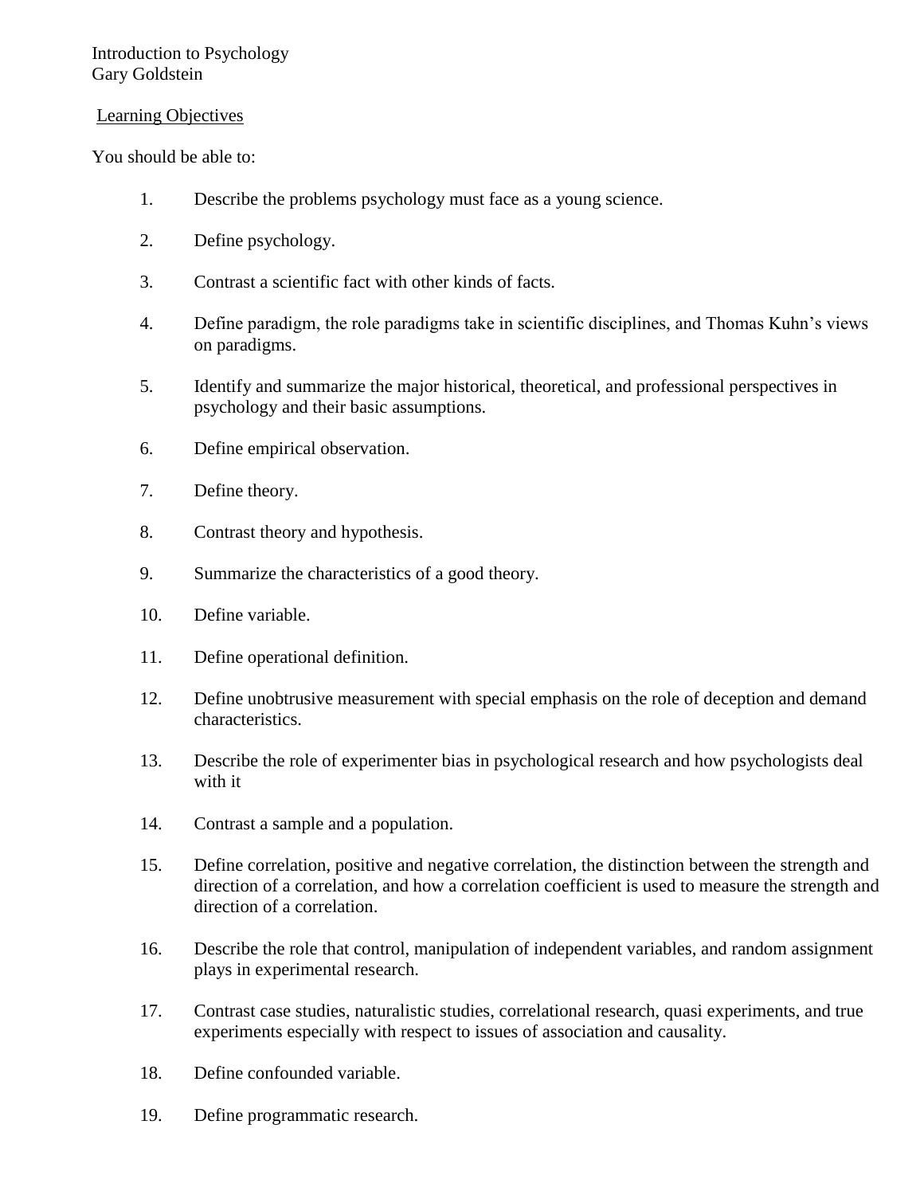Introduction to Psychology
Gary Goldstein

Learning Objectives

You should be able to:

1. Describe the problems psychology must face as a young science.

2. Define psychology.

3. Contrast a scientific fact with other kinds of facts.

4. Define paradigm, the role paradigms take in scientific disciplines, and Thomas Kuhn's views on paradigms.

5. Identify and summarize the major historical, theoretical, and professional perspectives in psychology and their basic assumptions.

6. Define empirical observation.

7. Define theory.

8. Contrast theory and hypothesis.

9. Summarize the characteristics of a good theory.

10. Define variable.

11. Define operational definition.

12. Define unobtrusive measurement with special emphasis on the role of deception and demand characteristics.

13. Describe the role of experimenter bias in psychological research and how psychologists deal with it

14. Contrast a sample and a population.

15. Define correlation, positive and negative correlation, the distinction between the strength and direction of a correlation, and how a correlation coefficient is used to measure the strength and direction of a correlation.

16. Describe the role that control, manipulation of independent variables, and random assignment plays in experimental research.

17. Contrast case studies, naturalistic studies, correlational research, quasi experiments, and true experiments especially with respect to issues of association and causality.

18. Define confounded variable.

19. Define programmatic research.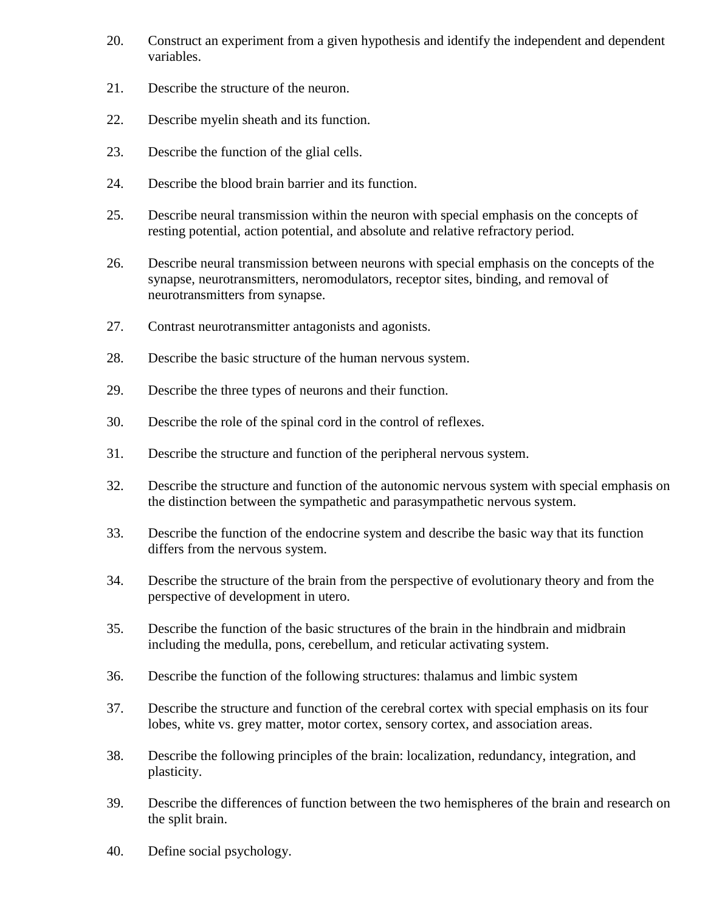20. Construct an experiment from a given hypothesis and identify the independent and dependent variables.

21. Describe the structure of the neuron.

22. Describe myelin sheath and its function.

23. Describe the function of the glial cells.

24. Describe the blood brain barrier and its function.

25. Describe neural transmission within the neuron with special emphasis on the concepts of resting potential, action potential, and absolute and relative refractory period.

26. Describe neural transmission between neurons with special emphasis on the concepts of the synapse, neurotransmitters, neromodulators, receptor sites, binding, and removal of neurotransmitters from synapse.

27. Contrast neurotransmitter antagonists and agonists.

28. Describe the basic structure of the human nervous system.

29. Describe the three types of neurons and their function.

30. Describe the role of the spinal cord in the control of reflexes.

31. Describe the structure and function of the peripheral nervous system.

32. Describe the structure and function of the autonomic nervous system with special emphasis on the distinction between the sympathetic and parasympathetic nervous system.

33. Describe the function of the endocrine system and describe the basic way that its function differs from the nervous system.

34. Describe the structure of the brain from the perspective of evolutionary theory and from the perspective of development in utero.

35. Describe the function of the basic structures of the brain in the hindbrain and midbrain including the medulla, pons, cerebellum, and reticular activating system.

36. Describe the function of the following structures: thalamus and limbic system

37. Describe the structure and function of the cerebral cortex with special emphasis on its four lobes, white vs. grey matter, motor cortex, sensory cortex, and association areas.

38. Describe the following principles of the brain: localization, redundancy, integration, and plasticity.

39. Describe the differences of function between the two hemispheres of the brain and research on the split brain.

40. Define social psychology.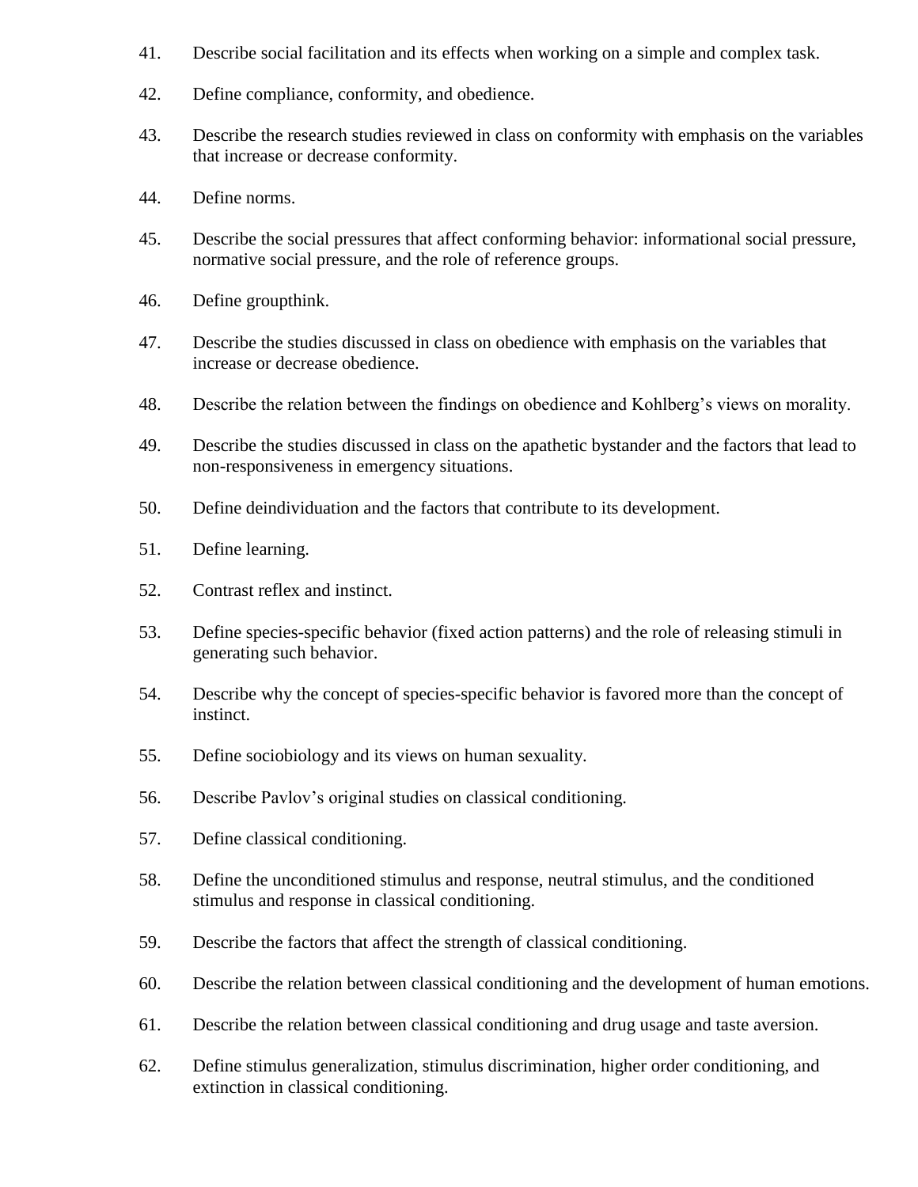41. Describe social facilitation and its effects when working on a simple and complex task.

42. Define compliance, conformity, and obedience.

43. Describe the research studies reviewed in class on conformity with emphasis on the variables that increase or decrease conformity.

44. Define norms.

45. Describe the social pressures that affect conforming behavior: informational social pressure, normative social pressure, and the role of reference groups.

46. Define groupthink.

47. Describe the studies discussed in class on obedience with emphasis on the variables that increase or decrease obedience.

48. Describe the relation between the findings on obedience and Kohlberg's views on morality.

49. Describe the studies discussed in class on the apathetic bystander and the factors that lead to non-responsiveness in emergency situations.

50. Define deindividuation and the factors that contribute to its development.

51. Define learning.

52. Contrast reflex and instinct.

53. Define species-specific behavior (fixed action patterns) and the role of releasing stimuli in generating such behavior.

54. Describe why the concept of species-specific behavior is favored more than the concept of instinct.

55. Define sociobiology and its views on human sexuality.

56. Describe Pavlov's original studies on classical conditioning.

57. Define classical conditioning.

58. Define the unconditioned stimulus and response, neutral stimulus, and the conditioned stimulus and response in classical conditioning.

59. Describe the factors that affect the strength of classical conditioning.

60. Describe the relation between classical conditioning and the development of human emotions.

61. Describe the relation between classical conditioning and drug usage and taste aversion.

62. Define stimulus generalization, stimulus discrimination, higher order conditioning, and extinction in classical conditioning.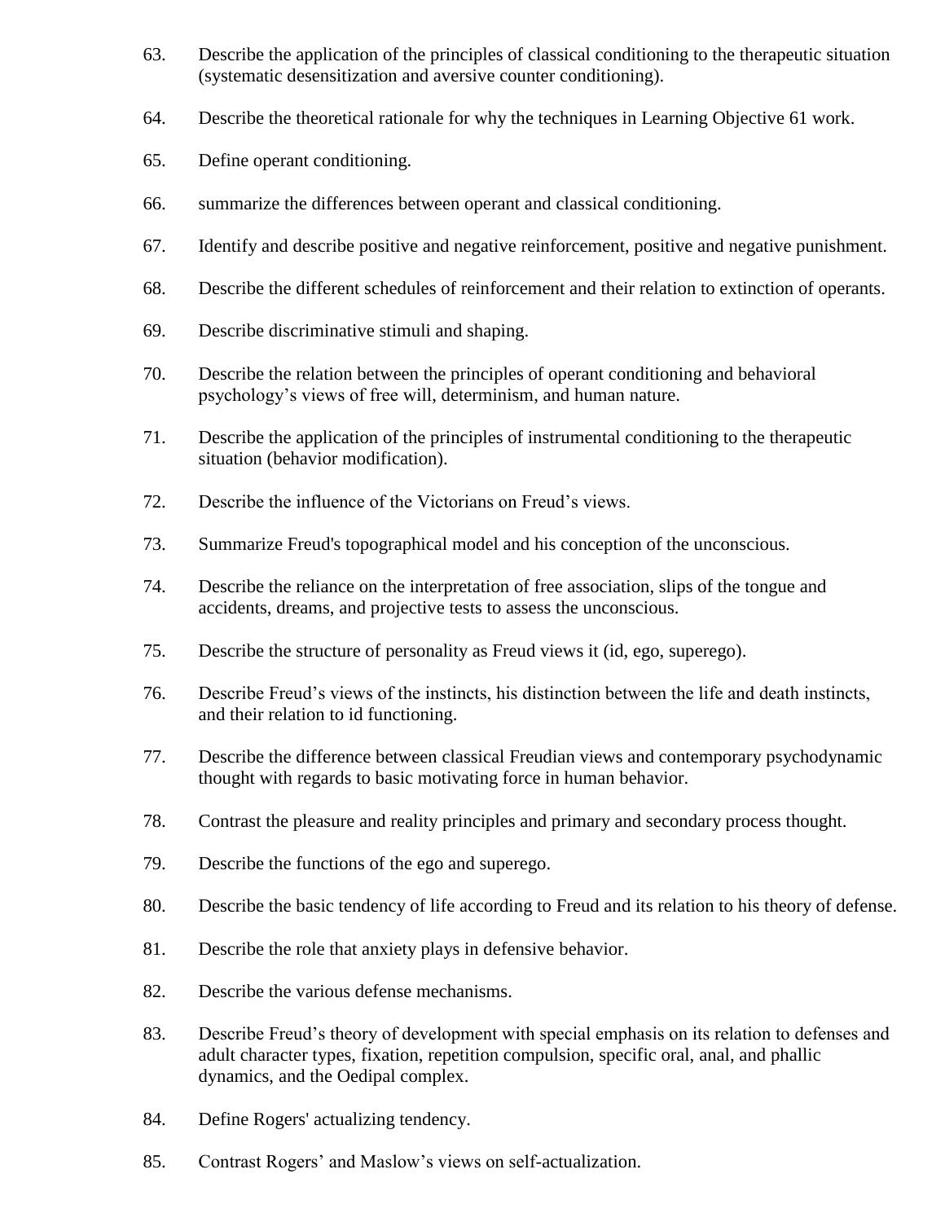63. Describe the application of the principles of classical conditioning to the therapeutic situation (systematic desensitization and aversive counter conditioning).

64. Describe the theoretical rationale for why the techniques in Learning Objective 61 work.

65. Define operant conditioning.

66. summarize the differences between operant and classical conditioning.

67. Identify and describe positive and negative reinforcement, positive and negative punishment.

68. Describe the different schedules of reinforcement and their relation to extinction of operants.

69. Describe discriminative stimuli and shaping.

70. Describe the relation between the principles of operant conditioning and behavioral psychology's views of free will, determinism, and human nature.

71. Describe the application of the principles of instrumental conditioning to the therapeutic situation (behavior modification).

72. Describe the influence of the Victorians on Freud's views.

73. Summarize Freud's topographical model and his conception of the unconscious.

74. Describe the reliance on the interpretation of free association, slips of the tongue and accidents, dreams, and projective tests to assess the unconscious.

75. Describe the structure of personality as Freud views it (id, ego, superego).

76. Describe Freud's views of the instincts, his distinction between the life and death instincts, and their relation to id functioning.

77. Describe the difference between classical Freudian views and contemporary psychodynamic thought with regards to basic motivating force in human behavior.

78. Contrast the pleasure and reality principles and primary and secondary process thought.

79. Describe the functions of the ego and superego.

80. Describe the basic tendency of life according to Freud and its relation to his theory of defense.

81. Describe the role that anxiety plays in defensive behavior.

82. Describe the various defense mechanisms.

83. Describe Freud's theory of development with special emphasis on its relation to defenses and adult character types, fixation, repetition compulsion, specific oral, anal, and phallic dynamics, and the Oedipal complex.

84. Define Rogers' actualizing tendency.

85. Contrast Rogers' and Maslow's views on self-actualization.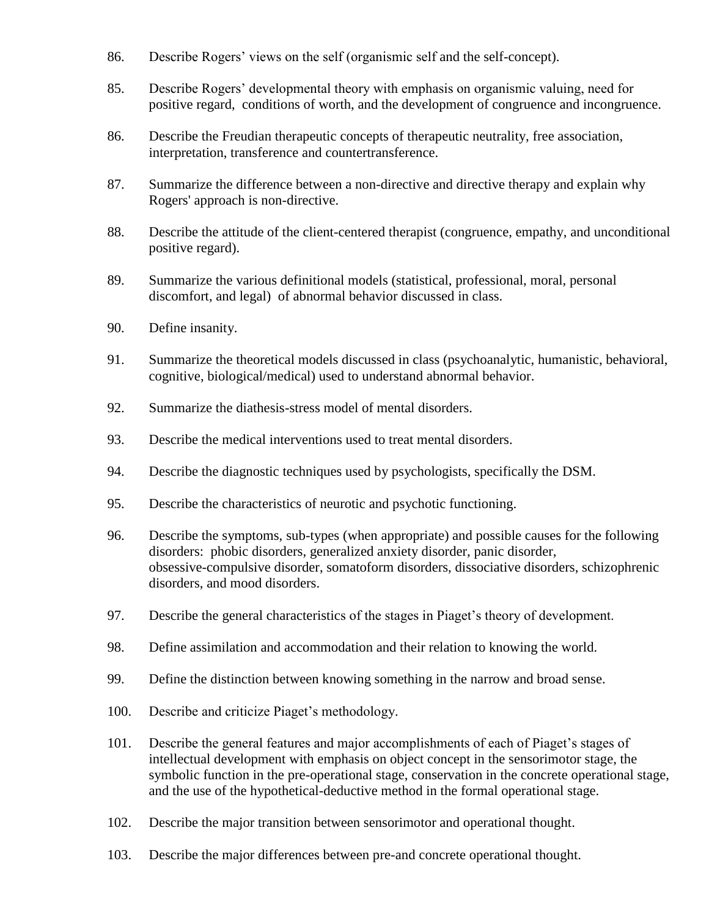86. Describe Rogers' views on the self (organismic self and the self-concept).

85. Describe Rogers' developmental theory with emphasis on organismic valuing, need for positive regard, conditions of worth, and the development of congruence and incongruence.

86. Describe the Freudian therapeutic concepts of therapeutic neutrality, free association, interpretation, transference and countertransference.

87. Summarize the difference between a non-directive and directive therapy and explain why Rogers' approach is non-directive.

88. Describe the attitude of the client-centered therapist (congruence, empathy, and unconditional positive regard).

89. Summarize the various definitional models (statistical, professional, moral, personal discomfort, and legal) of abnormal behavior discussed in class.

90. Define insanity.

91. Summarize the theoretical models discussed in class (psychoanalytic, humanistic, behavioral, cognitive, biological/medical) used to understand abnormal behavior.

92. Summarize the diathesis-stress model of mental disorders.

93. Describe the medical interventions used to treat mental disorders.

94. Describe the diagnostic techniques used by psychologists, specifically the DSM.

95. Describe the characteristics of neurotic and psychotic functioning.

96. Describe the symptoms, sub-types (when appropriate) and possible causes for the following disorders: phobic disorders, generalized anxiety disorder, panic disorder, obsessive-compulsive disorder, somatoform disorders, dissociative disorders, schizophrenic disorders, and mood disorders.

97. Describe the general characteristics of the stages in Piaget's theory of development.

98. Define assimilation and accommodation and their relation to knowing the world.

99. Define the distinction between knowing something in the narrow and broad sense.

100. Describe and criticize Piaget's methodology.

101. Describe the general features and major accomplishments of each of Piaget's stages of intellectual development with emphasis on object concept in the sensorimotor stage, the symbolic function in the pre-operational stage, conservation in the concrete operational stage, and the use of the hypothetical-deductive method in the formal operational stage.

102. Describe the major transition between sensorimotor and operational thought.

103. Describe the major differences between pre-and concrete operational thought.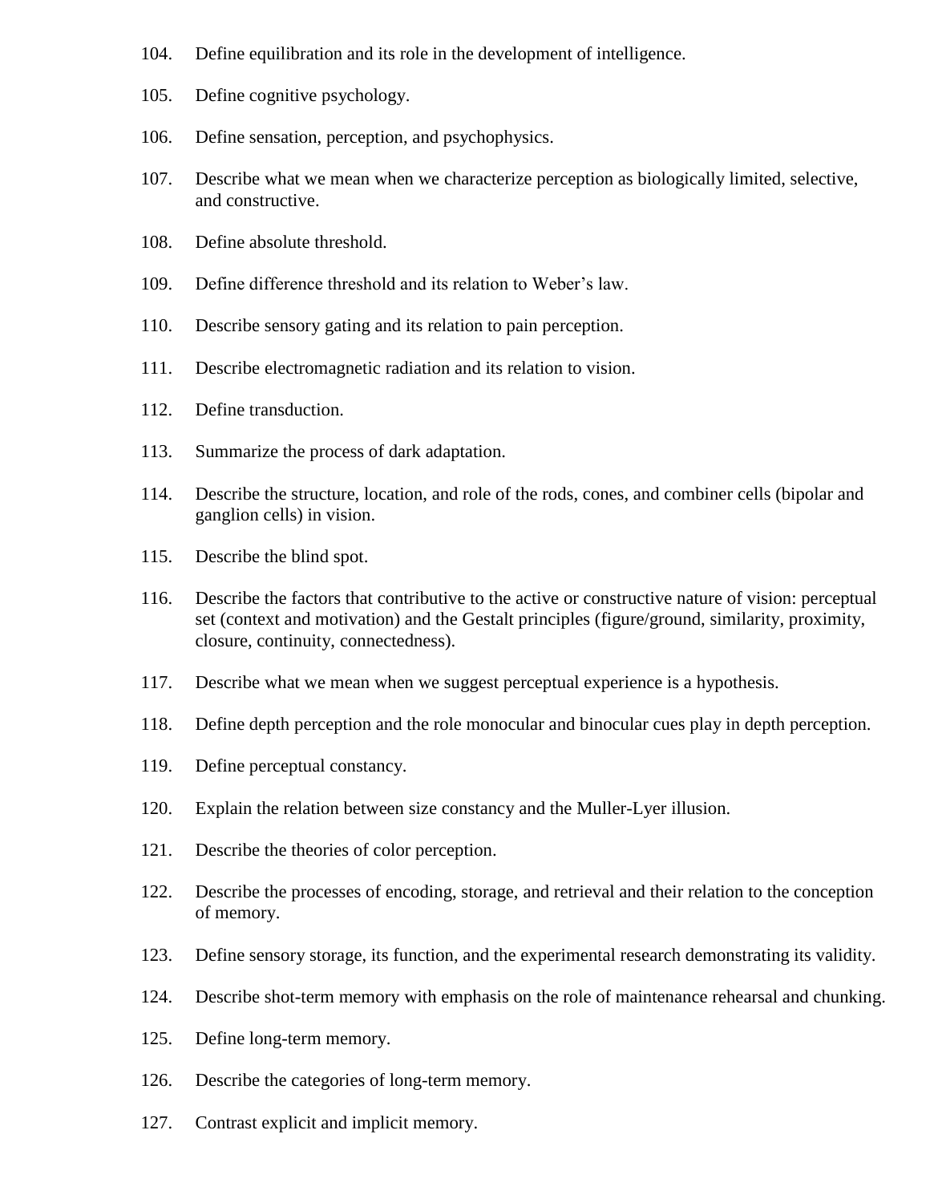104. Define equilibration and its role in the development of intelligence.

105. Define cognitive psychology.

106. Define sensation, perception, and psychophysics.

107. Describe what we mean when we characterize perception as biologically limited, selective, and constructive.

108. Define absolute threshold.

109. Define difference threshold and its relation to Weber's law.

110. Describe sensory gating and its relation to pain perception.

111. Describe electromagnetic radiation and its relation to vision.

112. Define transduction.

113. Summarize the process of dark adaptation.

114. Describe the structure, location, and role of the rods, cones, and combiner cells (bipolar and ganglion cells) in vision.

115. Describe the blind spot.

116. Describe the factors that contributive to the active or constructive nature of vision: perceptual set (context and motivation) and the Gestalt principles (figure/ground, similarity, proximity, closure, continuity, connectedness).

117. Describe what we mean when we suggest perceptual experience is a hypothesis.

118. Define depth perception and the role monocular and binocular cues play in depth perception.

119. Define perceptual constancy.

120. Explain the relation between size constancy and the Muller-Lyer illusion.

121. Describe the theories of color perception.

122. Describe the processes of encoding, storage, and retrieval and their relation to the conception of memory.

123. Define sensory storage, its function, and the experimental research demonstrating its validity.

124. Describe shot-term memory with emphasis on the role of maintenance rehearsal and chunking.

125. Define long-term memory.

126. Describe the categories of long-term memory.

127. Contrast explicit and implicit memory.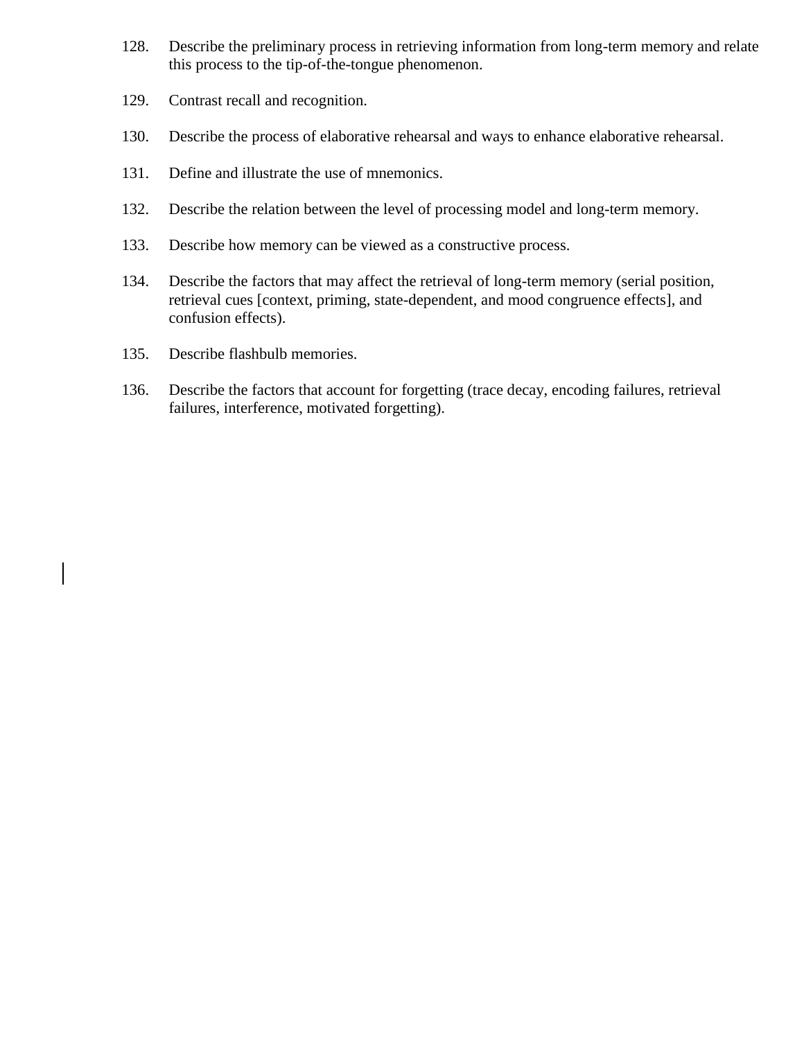128. Describe the preliminary process in retrieving information from long-term memory and relate this process to the tip-of-the-tongue phenomenon.

129. Contrast recall and recognition.

130. Describe the process of elaborative rehearsal and ways to enhance elaborative rehearsal.

131. Define and illustrate the use of mnemonics.

132. Describe the relation between the level of processing model and long-term memory.

133. Describe how memory can be viewed as a constructive process.

134. Describe the factors that may affect the retrieval of long-term memory (serial position, retrieval cues [context, priming, state-dependent, and mood congruence effects], and confusion effects).

135. Describe flashbulb memories.

136. Describe the factors that account for forgetting (trace decay, encoding failures, retrieval failures, interference, motivated forgetting).